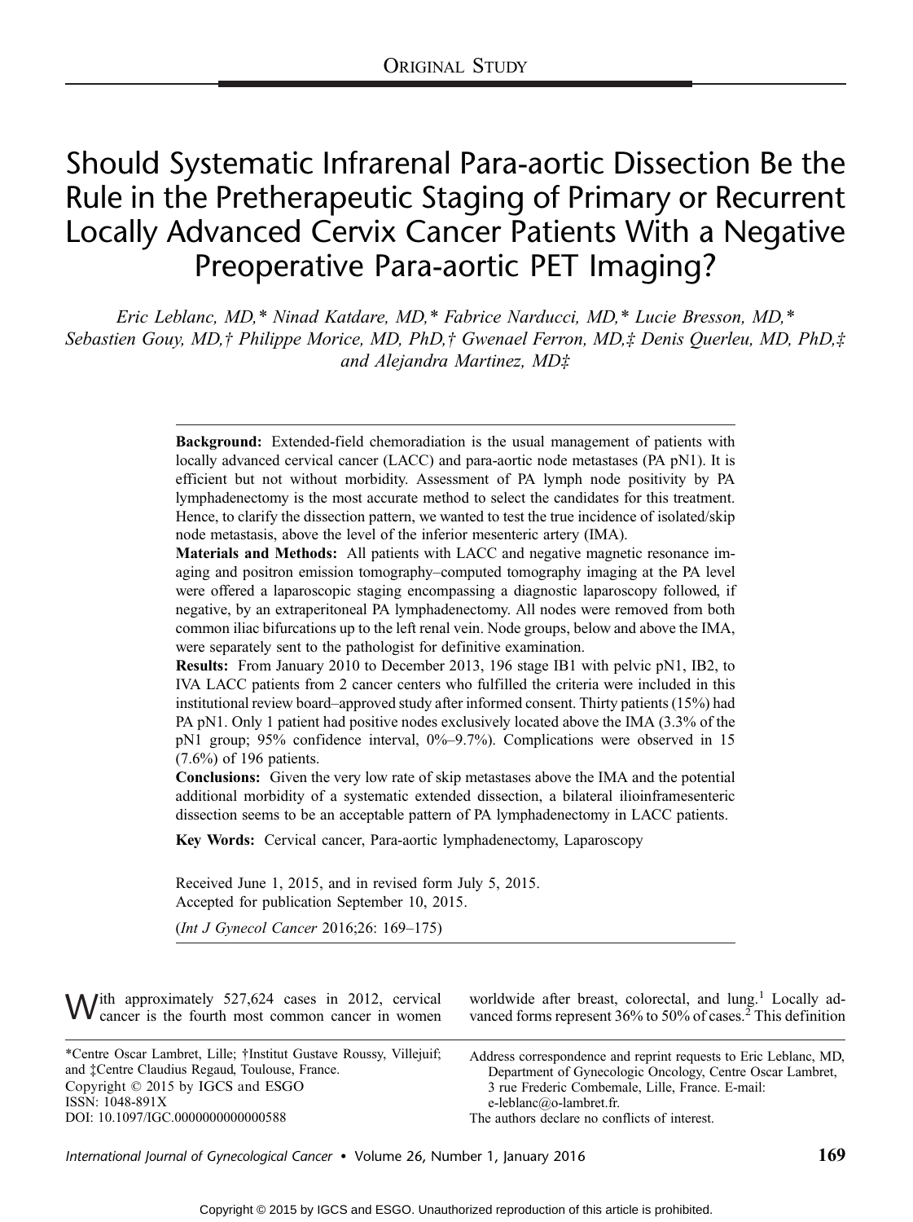ORIGINAL STUDY

# Should Systematic Infrarenal Para-aortic Dissection Be the Rule in the Pretherapeutic Staging of Primary or Recurrent Locally Advanced Cervix Cancer Patients With a Negative Preoperative Para-aortic PET Imaging?

*Eric Leblanc, MD,\* Ninad Katdare, MD,\* Fabrice Narducci, MD,\* Lucie Bresson, MD,\* Sebastien Gouy, MD,† Philippe Morice, MD, PhD,† Gwenael Ferron, MD,‡ Denis Querleu, MD, PhD,‡ and Alejandra Martinez, MD‡*

**Background:** Extended-field chemoradiation is the usual management of patients with locally advanced cervical cancer (LACC) and para-aortic node metastases (PA pN1). It is efficient but not without morbidity. Assessment of PA lymph node positivity by PA lymphadenectomy is the most accurate method to select the candidates for this treatment. Hence, to clarify the dissection pattern, we wanted to test the true incidence of isolated/skip node metastasis, above the level of the inferior mesenteric artery (IMA).

**Materials and Methods:** All patients with LACC and negative magnetic resonance imaging and positron emission tomography–computed tomography imaging at the PA level were offered a laparoscopic staging encompassing a diagnostic laparoscopy followed, if negative, by an extraperitoneal PA lymphadenectomy. All nodes were removed from both common iliac bifurcations up to the left renal vein. Node groups, below and above the IMA, were separately sent to the pathologist for definitive examination.

**Results:** From January 2010 to December 2013, 196 stage IB1 with pelvic pN1, IB2, to IVA LACC patients from 2 cancer centers who fulfilled the criteria were included in this institutional review board–approved study after informed consent. Thirty patients (15%) had PA pN1. Only 1 patient had positive nodes exclusively located above the IMA (3.3% of the pN1 group; 95% confidence interval, 0%–9.7%). Complications were observed in 15 (7.6%) of 196 patients.

**Conclusions:** Given the very low rate of skip metastases above the IMA and the potential additional morbidity of a systematic extended dissection, a bilateral ilioinframesenteric dissection seems to be an acceptable pattern of PA lymphadenectomy in LACC patients.

**Key Words:** Cervical cancer, Para-aortic lymphadenectomy, Laparoscopy

Received June 1, 2015, and in revised form July 5, 2015.
Accepted for publication September 10, 2015.

(*Int J Gynecol Cancer* 2016;26: 169–175)

With approximately 527,624 cases in 2012, cervical cancer is the fourth most common cancer in women worldwide after breast, colorectal, and lung.[1] Locally advanced forms represent 36% to 50% of cases.[2] This definition

\*Centre Oscar Lambret, Lille; †Institut Gustave Roussy, Villejuif; and ‡Centre Claudius Regaud, Toulouse, France.
Copyright © 2015 by IGCS and ESGO
ISSN: 1048-891X
DOI: 10.1097/IGC.0000000000000588

Address correspondence and reprint requests to Eric Leblanc, MD, Department of Gynecologic Oncology, Centre Oscar Lambret, 3 rue Frederic Combemale, Lille, France. E-mail: e-leblanc@o-lambret.fr.
The authors declare no conflicts of interest.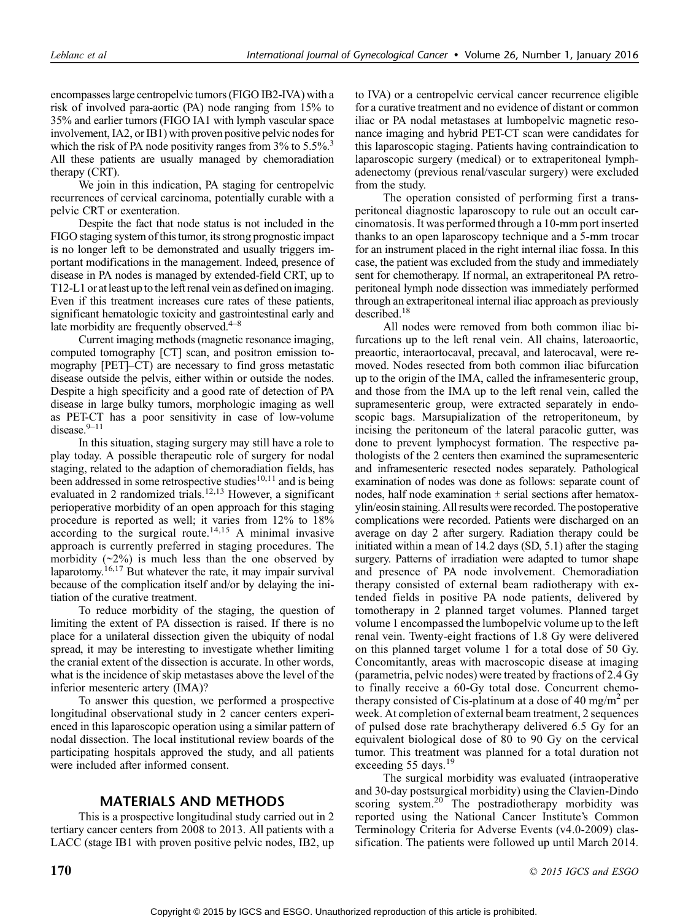encompasses large centropelvic tumors (FIGO IB2-IVA) with a risk of involved para-aortic (PA) node ranging from 15% to 35% and earlier tumors (FIGO IA1 with lymph vascular space involvement, IA2, or IB1) with proven positive pelvic nodes for which the risk of PA node positivity ranges from 3% to 5.5%.[3] All these patients are usually managed by chemoradiation therapy (CRT).

We join in this indication, PA staging for centropelvic recurrences of cervical carcinoma, potentially curable with a pelvic CRT or exenteration.

Despite the fact that node status is not included in the FIGO staging system of this tumor, its strong prognostic impact is no longer left to be demonstrated and usually triggers important modifications in the management. Indeed, presence of disease in PA nodes is managed by extended-field CRT, up to T12-L1 or at least up to the left renal vein as defined on imaging. Even if this treatment increases cure rates of these patients, significant hematologic toxicity and gastrointestinal early and late morbidity are frequently observed.[4–8]

Current imaging methods (magnetic resonance imaging, computed tomography [CT] scan, and positron emission tomography [PET]–CT) are necessary to find gross metastatic disease outside the pelvis, either within or outside the nodes. Despite a high specificity and a good rate of detection of PA disease in large bulky tumors, morphologic imaging as well as PET-CT has a poor sensitivity in case of low-volume disease.[9–11]

In this situation, staging surgery may still have a role to play today. A possible therapeutic role of surgery for nodal staging, related to the adaption of chemoradiation fields, has been addressed in some retrospective studies[10,11] and is being evaluated in 2 randomized trials.[12,13] However, a significant perioperative morbidity of an open approach for this staging procedure is reported as well; it varies from 12% to 18% according to the surgical route.[14,15] A minimal invasive approach is currently preferred in staging procedures. The morbidity (~2%) is much less than the one observed by laparotomy.[16,17] But whatever the rate, it may impair survival because of the complication itself and/or by delaying the initiation of the curative treatment.

To reduce morbidity of the staging, the question of limiting the extent of PA dissection is raised. If there is no place for a unilateral dissection given the ubiquity of nodal spread, it may be interesting to investigate whether limiting the cranial extent of the dissection is accurate. In other words, what is the incidence of skip metastases above the level of the inferior mesenteric artery (IMA)?

To answer this question, we performed a prospective longitudinal observational study in 2 cancer centers experienced in this laparoscopic operation using a similar pattern of nodal dissection. The local institutional review boards of the participating hospitals approved the study, and all patients were included after informed consent.

## MATERIALS AND METHODS

This is a prospective longitudinal study carried out in 2 tertiary cancer centers from 2008 to 2013. All patients with a LACC (stage IB1 with proven positive pelvic nodes, IB2, up to IVA) or a centropelvic cervical cancer recurrence eligible for a curative treatment and no evidence of distant or common iliac or PA nodal metastases at lumbopelvic magnetic resonance imaging and hybrid PET-CT scan were candidates for this laparoscopic staging. Patients having contraindication to laparoscopic surgery (medical) or to extraperitoneal lymphadenectomy (previous renal/vascular surgery) were excluded from the study.

The operation consisted of performing first a transperitoneal diagnostic laparoscopy to rule out an occult carcinomatosis. It was performed through a 10-mm port inserted thanks to an open laparoscopy technique and a 5-mm trocar for an instrument placed in the right internal iliac fossa. In this case, the patient was excluded from the study and immediately sent for chemotherapy. If normal, an extraperitoneal PA retroperitoneal lymph node dissection was immediately performed through an extraperitoneal internal iliac approach as previously described.[18]

All nodes were removed from both common iliac bifurcations up to the left renal vein. All chains, lateroaortic, preaortic, interaortocaval, precaval, and laterocaval, were removed. Nodes resected from both common iliac bifurcation up to the origin of the IMA, called the inframesenteric group, and those from the IMA up to the left renal vein, called the supramesenteric group, were extracted separately in endoscopic bags. Marsupialization of the retroperitoneum, by incising the peritoneum of the lateral paracolic gutter, was done to prevent lymphocyst formation. The respective pathologists of the 2 centers then examined the supramesenteric and inframesenteric resected nodes separately. Pathological examination of nodes was done as follows: separate count of nodes, half node examination ± serial sections after hematoxylin/eosin staining. All results were recorded. The postoperative complications were recorded. Patients were discharged on an average on day 2 after surgery. Radiation therapy could be initiated within a mean of 14.2 days (SD, 5.1) after the staging surgery. Patterns of irradiation were adapted to tumor shape and presence of PA node involvement. Chemoradiation therapy consisted of external beam radiotherapy with extended fields in positive PA node patients, delivered by tomotherapy in 2 planned target volumes. Planned target volume 1 encompassed the lumbopelvic volume up to the left renal vein. Twenty-eight fractions of 1.8 Gy were delivered on this planned target volume 1 for a total dose of 50 Gy. Concomitantly, areas with macroscopic disease at imaging (parametria, pelvic nodes) were treated by fractions of 2.4 Gy to finally receive a 60-Gy total dose. Concurrent chemotherapy consisted of Cis-platinum at a dose of 40 mg/m$^2$ per week. At completion of external beam treatment, 2 sequences of pulsed dose rate brachytherapy delivered 6.5 Gy for an equivalent biological dose of 80 to 90 Gy on the cervical tumor. This treatment was planned for a total duration not exceeding 55 days.[19]

The surgical morbidity was evaluated (intraoperative and 30-day postsurgical morbidity) using the Clavien-Dindo scoring system.[20] The postradiotherapy morbidity was reported using the National Cancer Institute's Common Terminology Criteria for Adverse Events (v4.0-2009) classification. The patients were followed up until March 2014.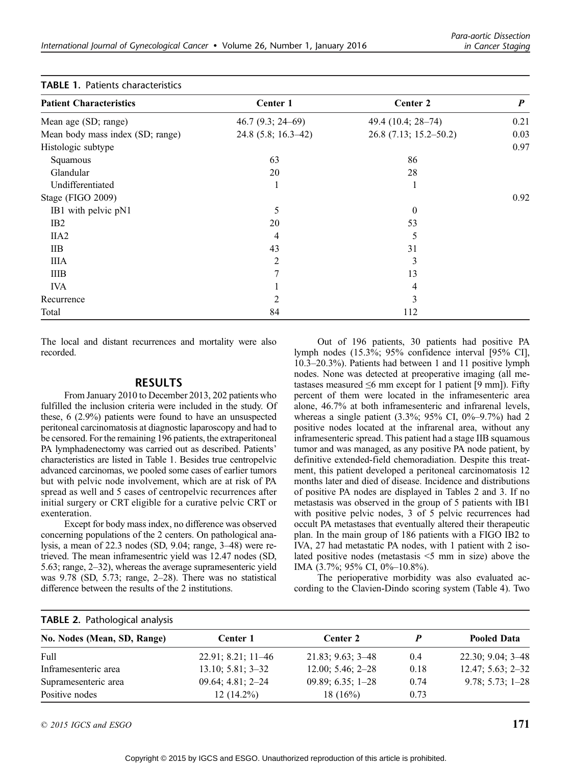**TABLE 1.** Patients characteristics

| Patient Characteristics | Center 1 | Center 2 | *P* |
|---|---|---|---|
| Mean age (SD; range) | 46.7 (9.3; 24–69) | 49.4 (10.4; 28–74) | 0.21 |
| Mean body mass index (SD; range) | 24.8 (5.8; 16.3–42) | 26.8 (7.13; 15.2–50.2) | 0.03 |
| Histologic subtype | | | 0.97 |
| Squamous | 63 | 86 | |
| Glandular | 20 | 28 | |
| Undifferentiated | 1 | 1 | |
| Stage (FIGO 2009) | | | 0.92 |
| IB1 with pelvic pN1 | 5 | 0 | |
| IB2 | 20 | 53 | |
| IIA2 | 4 | 5 | |
| IIB | 43 | 31 | |
| IIIA | 2 | 3 | |
| IIIB | 7 | 13 | |
| IVA | 1 | 4 | |
| Recurrence | 2 | 3 | |
| Total | 84 | 112 | |

The local and distant recurrences and mortality were also recorded.

## RESULTS

From January 2010 to December 2013, 202 patients who fulfilled the inclusion criteria were included in the study. Of these, 6 (2.9%) patients were found to have an unsuspected peritoneal carcinomatosis at diagnostic laparoscopy and had to be censored. For the remaining 196 patients, the extraperitoneal PA lymphadenectomy was carried out as described. Patients' characteristics are listed in Table 1. Besides true centropelvic advanced carcinomas, we pooled some cases of earlier tumors but with pelvic node involvement, which are at risk of PA spread as well and 5 cases of centropelvic recurrences after initial surgery or CRT eligible for a curative pelvic CRT or exenteration.

Except for body mass index, no difference was observed concerning populations of the 2 centers. On pathological analysis, a mean of 22.3 nodes (SD, 9.04; range, 3–48) were retrieved. The mean inframesentric yield was 12.47 nodes (SD, 5.63; range, 2–32), whereas the average supramesenteric yield was 9.78 (SD, 5.73; range, 2–28). There was no statistical difference between the results of the 2 institutions.

Out of 196 patients, 30 patients had positive PA lymph nodes (15.3%; 95% confidence interval [95% CI], 10.3–20.3%). Patients had between 1 and 11 positive lymph nodes. None was detected at preoperative imaging (all metastases measured ≤6 mm except for 1 patient [9 mm]). Fifty percent of them were located in the inframesenteric area alone, 46.7% at both inframesenteric and infrarenal levels, whereas a single patient (3.3%; 95% CI, 0%–9.7%) had 2 positive nodes located at the infrarenal area, without any inframesenteric spread. This patient had a stage IIB squamous tumor and was managed, as any positive PA node patient, by definitive extended-field chemoradiation. Despite this treatment, this patient developed a peritoneal carcinomatosis 12 months later and died of disease. Incidence and distributions of positive PA nodes are displayed in Tables 2 and 3. If no metastasis was observed in the group of 5 patients with IB1 with positive pelvic nodes, 3 of 5 pelvic recurrences had occult PA metastases that eventually altered their therapeutic plan. In the main group of 186 patients with a FIGO IB2 to IVA, 27 had metastatic PA nodes, with 1 patient with 2 isolated positive nodes (metastasis <5 mm in size) above the IMA (3.7%; 95% CI, 0%–10.8%).

The perioperative morbidity was also evaluated according to the Clavien-Dindo scoring system (Table 4). Two

**TABLE 2.** Pathological analysis

| No. Nodes (Mean, SD, Range) | Center 1 | Center 2 | *P* | Pooled Data |
|---|---|---|---|---|
| Full | 22.91; 8.21; 11–46 | 21.83; 9.63; 3–48 | 0.4 | 22.30; 9.04; 3–48 |
| Inframesenteric area | 13.10; 5.81; 3–32 | 12.00; 5.46; 2–28 | 0.18 | 12.47; 5.63; 2–32 |
| Supramesenteric area | 09.64; 4.81; 2–24 | 09.89; 6.35; 1–28 | 0.74 | 9.78; 5.73; 1–28 |
| Positive nodes | 12 (14.2%) | 18 (16%) | 0.73 | |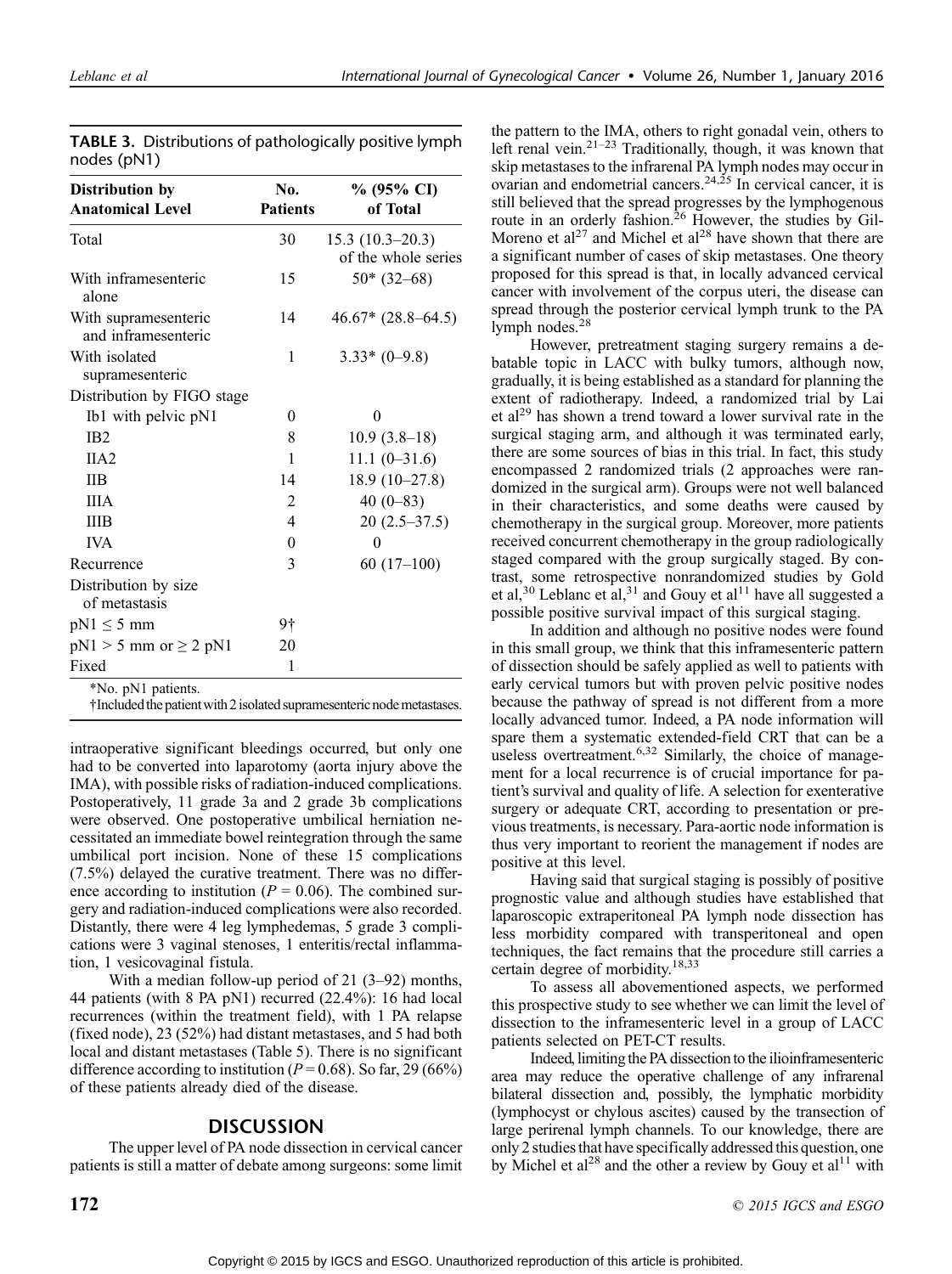**TABLE 3.** Distributions of pathologically positive lymph nodes (pN1)

| Distribution by Anatomical Level | No. Patients | % (95% CI) of Total |
|---|---|---|
| Total | 30 | 15.3 (10.3–20.3) of the whole series |
| With inframesenteric alone | 15 | 50* (32–68) |
| With supramesenteric and inframesenteric | 14 | 46.67* (28.8–64.5) |
| With isolated supramesenteric | 1 | 3.33* (0–9.8) |
| Distribution by FIGO stage | | |
| Ib1 with pelvic pN1 | 0 | 0 |
| IB2 | 8 | 10.9 (3.8–18) |
| IIA2 | 1 | 11.1 (0–31.6) |
| IIB | 14 | 18.9 (10–27.8) |
| IIIA | 2 | 40 (0–83) |
| IIIB | 4 | 20 (2.5–37.5) |
| IVA | 0 | 0 |
| Recurrence | 3 | 60 (17–100) |
| Distribution by size of metastasis | | |
| pN1 ≤ 5 mm | 9† | |
| pN1 > 5 mm or ≥ 2 pN1 | 20 | |
| Fixed | 1 | |

*No. pN1 patients.

†Included the patient with 2 isolated supramesenteric node metastases.

intraoperative significant bleedings occurred, but only one had to be converted into laparotomy (aorta injury above the IMA), with possible risks of radiation-induced complications. Postoperatively, 11 grade 3a and 2 grade 3b complications were observed. One postoperative umbilical herniation necessitated an immediate bowel reintegration through the same umbilical port incision. None of these 15 complications (7.5%) delayed the curative treatment. There was no difference according to institution ($P = 0.06$). The combined surgery and radiation-induced complications were also recorded. Distantly, there were 4 leg lymphedemas, 5 grade 3 complications were 3 vaginal stenoses, 1 enteritis/rectal inflammation, 1 vesicovaginal fistula.

With a median follow-up period of 21 (3–92) months, 44 patients (with 8 PA pN1) recurred (22.4%): 16 had local recurrences (within the treatment field), with 1 PA relapse (fixed node), 23 (52%) had distant metastases, and 5 had both local and distant metastases (Table 5). There is no significant difference according to institution ($P = 0.68$). So far, 29 (66%) of these patients already died of the disease.

## DISCUSSION

The upper level of PA node dissection in cervical cancer patients is still a matter of debate among surgeons: some limit the pattern to the IMA, others to right gonadal vein, others to left renal vein.[21–23] Traditionally, though, it was known that skip metastases to the infrarenal PA lymph nodes may occur in ovarian and endometrial cancers.[24,25] In cervical cancer, it is still believed that the spread progresses by the lymphogenous route in an orderly fashion.[26] However, the studies by Gil-Moreno et al[27] and Michel et al[28] have shown that there are a significant number of cases of skip metastases. One theory proposed for this spread is that, in locally advanced cervical cancer with involvement of the corpus uteri, the disease can spread through the posterior cervical lymph trunk to the PA lymph nodes.[28]

However, pretreatment staging surgery remains a debatable topic in LACC with bulky tumors, although now, gradually, it is being established as a standard for planning the extent of radiotherapy. Indeed, a randomized trial by Lai et al[29] has shown a trend toward a lower survival rate in the surgical staging arm, and although it was terminated early, there are some sources of bias in this trial. In fact, this study encompassed 2 randomized trials (2 approaches were randomized in the surgical arm). Groups were not well balanced in their characteristics, and some deaths were caused by chemotherapy in the surgical group. Moreover, more patients received concurrent chemotherapy in the group radiologically staged compared with the group surgically staged. By contrast, some retrospective nonrandomized studies by Gold et al,[30] Leblanc et al,[31] and Gouy et al[11] have all suggested a possible positive survival impact of this surgical staging.

In addition and although no positive nodes were found in this small group, we think that this inframesenteric pattern of dissection should be safely applied as well to patients with early cervical tumors but with proven pelvic positive nodes because the pathway of spread is not different from a more locally advanced tumor. Indeed, a PA node information will spare them a systematic extended-field CRT that can be a useless overtreatment.[6,32] Similarly, the choice of management for a local recurrence is of crucial importance for patient's survival and quality of life. A selection for exenterative surgery or adequate CRT, according to presentation or previous treatments, is necessary. Para-aortic node information is thus very important to reorient the management if nodes are positive at this level.

Having said that surgical staging is possibly of positive prognostic value and although studies have established that laparoscopic extraperitoneal PA lymph node dissection has less morbidity compared with transperitoneal and open techniques, the fact remains that the procedure still carries a certain degree of morbidity.[18,33]

To assess all abovementioned aspects, we performed this prospective study to see whether we can limit the level of dissection to the inframesenteric level in a group of LACC patients selected on PET-CT results.

Indeed, limiting the PA dissection to the ilioinframesenteric area may reduce the operative challenge of any infrarenal bilateral dissection and, possibly, the lymphatic morbidity (lymphocyst or chylous ascites) caused by the transection of large perirenal lymph channels. To our knowledge, there are only 2 studies that have specifically addressed this question, one by Michel et al[28] and the other a review by Gouy et al[11] with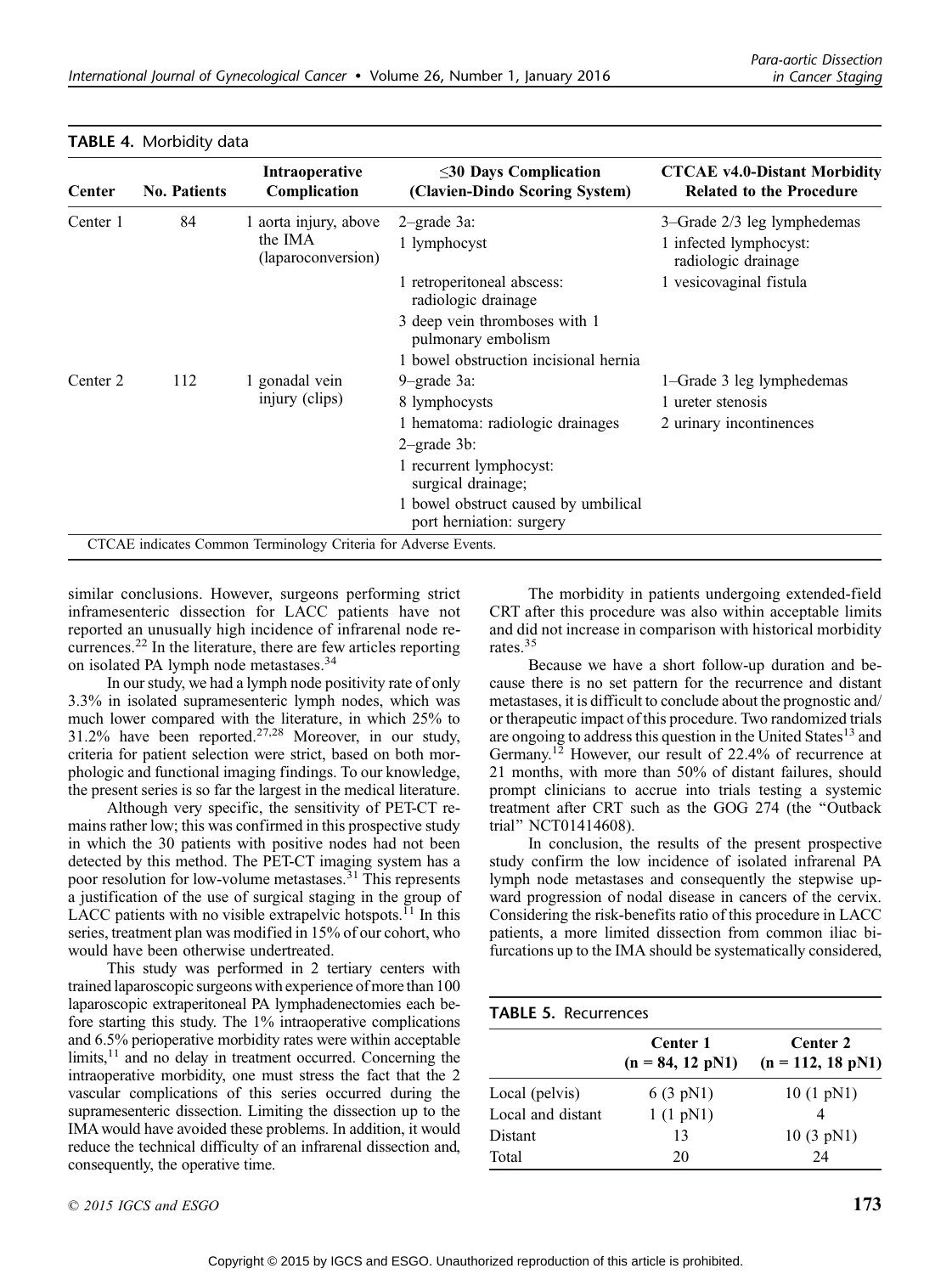**TABLE 4.** Morbidity data

| Center | No. Patients | Intraoperative Complication | ≤30 Days Complication (Clavien-Dindo Scoring System) | CTCAE v4.0-Distant Morbidity Related to the Procedure |
|---|---|---|---|---|
| Center 1 | 84 | 1 aorta injury, above the IMA (laparoconversion) | 2–grade 3a: | 3–Grade 2/3 leg lymphedemas |
| | | | 1 lymphocyst | 1 infected lymphocyst: radiologic drainage |
| | | | 1 retroperitoneal abscess: radiologic drainage | 1 vesicovaginal fistula |
| | | | 3 deep vein thromboses with 1 pulmonary embolism | |
| | | | 1 bowel obstruction incisional hernia | |
| Center 2 | 112 | 1 gonadal vein injury (clips) | 9–grade 3a: | 1–Grade 3 leg lymphedemas |
| | | | 8 lymphocysts | 1 ureter stenosis |
| | | | 1 hematoma: radiologic drainages | 2 urinary incontinences |
| | | | 2–grade 3b: | |
| | | | 1 recurrent lymphocyst: surgical drainage; | |
| | | | 1 bowel obstruct caused by umbilical port herniation: surgery | |

CTCAE indicates Common Terminology Criteria for Adverse Events.

similar conclusions. However, surgeons performing strict inframesenteric dissection for LACC patients have not reported an unusually high incidence of infrarenal node recurrences.[22] In the literature, there are few articles reporting on isolated PA lymph node metastases.[34]

In our study, we had a lymph node positivity rate of only 3.3% in isolated supramesenteric lymph nodes, which was much lower compared with the literature, in which 25% to 31.2% have been reported.[27,28] Moreover, in our study, criteria for patient selection were strict, based on both morphologic and functional imaging findings. To our knowledge, the present series is so far the largest in the medical literature.

Although very specific, the sensitivity of PET-CT remains rather low; this was confirmed in this prospective study in which the 30 patients with positive nodes had not been detected by this method. The PET-CT imaging system has a poor resolution for low-volume metastases.[31] This represents a justification of the use of surgical staging in the group of LACC patients with no visible extrapelvic hotspots.[11] In this series, treatment plan was modified in 15% of our cohort, who would have been otherwise undertreated.

This study was performed in 2 tertiary centers with trained laparoscopic surgeons with experience of more than 100 laparoscopic extraperitoneal PA lymphadenectomies each before starting this study. The 1% intraoperative complications and 6.5% perioperative morbidity rates were within acceptable limits,[11] and no delay in treatment occurred. Concerning the intraoperative morbidity, one must stress the fact that the 2 vascular complications of this series occurred during the supramesenteric dissection. Limiting the dissection up to the IMA would have avoided these problems. In addition, it would reduce the technical difficulty of an infrarenal dissection and, consequently, the operative time.

The morbidity in patients undergoing extended-field CRT after this procedure was also within acceptable limits and did not increase in comparison with historical morbidity rates.[35]

Because we have a short follow-up duration and because there is no set pattern for the recurrence and distant metastases, it is difficult to conclude about the prognostic and/or therapeutic impact of this procedure. Two randomized trials are ongoing to address this question in the United States[13] and Germany.[12] However, our result of 22.4% of recurrence at 21 months, with more than 50% of distant failures, should prompt clinicians to accrue into trials testing a systemic treatment after CRT such as the GOG 274 (the "Outback trial" NCT01414608).

In conclusion, the results of the present prospective study confirm the low incidence of isolated infrarenal PA lymph node metastases and consequently the stepwise upward progression of nodal disease in cancers of the cervix. Considering the risk-benefits ratio of this procedure in LACC patients, a more limited dissection from common iliac bifurcations up to the IMA should be systematically considered,

**TABLE 5.** Recurrences

| | Center 1 (n = 84, 12 pN1) | Center 2 (n = 112, 18 pN1) |
|---|---|---|
| Local (pelvis) | 6 (3 pN1) | 10 (1 pN1) |
| Local and distant | 1 (1 pN1) | 4 |
| Distant | 13 | 10 (3 pN1) |
| Total | 20 | 24 |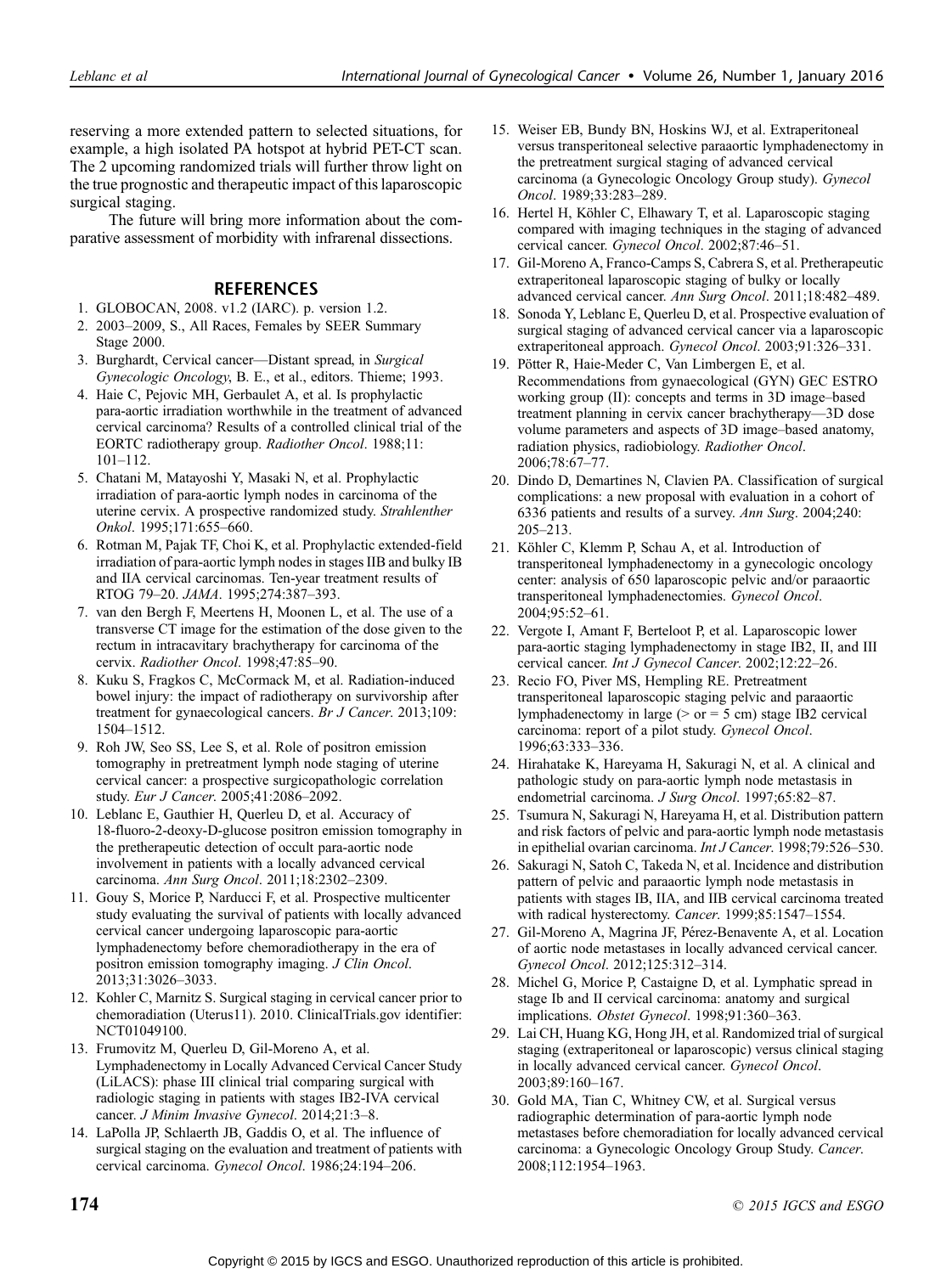reserving a more extended pattern to selected situations, for example, a high isolated PA hotspot at hybrid PET-CT scan. The 2 upcoming randomized trials will further throw light on the true prognostic and therapeutic impact of this laparoscopic surgical staging.

The future will bring more information about the comparative assessment of morbidity with infrarenal dissections.

## REFERENCES

1. GLOBOCAN, 2008. v1.2 (IARC). p. version 1.2.
2. 2003–2009, S., All Races, Females by SEER Summary Stage 2000.
3. Burghardt, Cervical cancer—Distant spread, in *Surgical Gynecologic Oncology*, B. E., et al., editors. Thieme; 1993.
4. Haie C, Pejovic MH, Gerbaulet A, et al. Is prophylactic para-aortic irradiation worthwhile in the treatment of advanced cervical carcinoma? Results of a controlled clinical trial of the EORTC radiotherapy group. *Radiother Oncol*. 1988;11: 101–112.
5. Chatani M, Matayoshi Y, Masaki N, et al. Prophylactic irradiation of para-aortic lymph nodes in carcinoma of the uterine cervix. A prospective randomized study. *Strahlenther Onkol*. 1995;171:655–660.
6. Rotman M, Pajak TF, Choi K, et al. Prophylactic extended-field irradiation of para-aortic lymph nodes in stages IIB and bulky IB and IIA cervical carcinomas. Ten-year treatment results of RTOG 79–20. *JAMA*. 1995;274:387–393.
7. van den Bergh F, Meertens H, Moonen L, et al. The use of a transverse CT image for the estimation of the dose given to the rectum in intracavitary brachytherapy for carcinoma of the cervix. *Radiother Oncol*. 1998;47:85–90.
8. Kuku S, Fragkos C, McCormack M, et al. Radiation-induced bowel injury: the impact of radiotherapy on survivorship after treatment for gynaecological cancers. *Br J Cancer*. 2013;109: 1504–1512.
9. Roh JW, Seo SS, Lee S, et al. Role of positron emission tomography in pretreatment lymph node staging of uterine cervical cancer: a prospective surgicopathologic correlation study. *Eur J Cancer*. 2005;41:2086–2092.
10. Leblanc E, Gauthier H, Querleu D, et al. Accuracy of 18-fluoro-2-deoxy-D-glucose positron emission tomography in the pretherapeutic detection of occult para-aortic node involvement in patients with a locally advanced cervical carcinoma. *Ann Surg Oncol*. 2011;18:2302–2309.
11. Gouy S, Morice P, Narducci F, et al. Prospective multicenter study evaluating the survival of patients with locally advanced cervical cancer undergoing laparoscopic para-aortic lymphadenectomy before chemoradiotherapy in the era of positron emission tomography imaging. *J Clin Oncol*. 2013;31:3026–3033.
12. Kohler C, Marnitz S. Surgical staging in cervical cancer prior to chemoradiation (Uterus11). 2010. ClinicalTrials.gov identifier: NCT01049100.
13. Frumovitz M, Querleu D, Gil-Moreno A, et al. Lymphadenectomy in Locally Advanced Cervical Cancer Study (LiLACS): phase III clinical trial comparing surgical with radiologic staging in patients with stages IB2-IVA cervical cancer. *J Minim Invasive Gynecol*. 2014;21:3–8.
14. LaPolla JP, Schlaerth JB, Gaddis O, et al. The influence of surgical staging on the evaluation and treatment of patients with cervical carcinoma. *Gynecol Oncol*. 1986;24:194–206.
15. Weiser EB, Bundy BN, Hoskins WJ, et al. Extraperitoneal versus transperitoneal selective paraaortic lymphadenectomy in the pretreatment surgical staging of advanced cervical carcinoma (a Gynecologic Oncology Group study). *Gynecol Oncol*. 1989;33:283–289.
16. Hertel H, Köhler C, Elhawary T, et al. Laparoscopic staging compared with imaging techniques in the staging of advanced cervical cancer. *Gynecol Oncol*. 2002;87:46–51.
17. Gil-Moreno A, Franco-Camps S, Cabrera S, et al. Pretherapeutic extraperitoneal laparoscopic staging of bulky or locally advanced cervical cancer. *Ann Surg Oncol*. 2011;18:482–489.
18. Sonoda Y, Leblanc E, Querleu D, et al. Prospective evaluation of surgical staging of advanced cervical cancer via a laparoscopic extraperitoneal approach. *Gynecol Oncol*. 2003;91:326–331.
19. Pötter R, Haie-Meder C, Van Limbergen E, et al. Recommendations from gynaecological (GYN) GEC ESTRO working group (II): concepts and terms in 3D image–based treatment planning in cervix cancer brachytherapy—3D dose volume parameters and aspects of 3D image–based anatomy, radiation physics, radiobiology. *Radiother Oncol*. 2006;78:67–77.
20. Dindo D, Demartines N, Clavien PA. Classification of surgical complications: a new proposal with evaluation in a cohort of 6336 patients and results of a survey. *Ann Surg*. 2004;240: 205–213.
21. Köhler C, Klemm P, Schau A, et al. Introduction of transperitoneal lymphadenectomy in a gynecologic oncology center: analysis of 650 laparoscopic pelvic and/or paraaortic transperitoneal lymphadenectomies. *Gynecol Oncol*. 2004;95:52–61.
22. Vergote I, Amant F, Berteloot P, et al. Laparoscopic lower para-aortic staging lymphadenectomy in stage IB2, II, and III cervical cancer. *Int J Gynecol Cancer*. 2002;12:22–26.
23. Recio FO, Piver MS, Hempling RE. Pretreatment transperitoneal laparoscopic staging pelvic and paraaortic lymphadenectomy in large (> or = 5 cm) stage IB2 cervical carcinoma: report of a pilot study. *Gynecol Oncol*. 1996;63:333–336.
24. Hirahatake K, Hareyama H, Sakuragi N, et al. A clinical and pathologic study on para-aortic lymph node metastasis in endometrial carcinoma. *J Surg Oncol*. 1997;65:82–87.
25. Tsumura N, Sakuragi N, Hareyama H, et al. Distribution pattern and risk factors of pelvic and para-aortic lymph node metastasis in epithelial ovarian carcinoma. *Int J Cancer*. 1998;79:526–530.
26. Sakuragi N, Satoh C, Takeda N, et al. Incidence and distribution pattern of pelvic and paraaortic lymph node metastasis in patients with stages IB, IIA, and IIB cervical carcinoma treated with radical hysterectomy. *Cancer*. 1999;85:1547–1554.
27. Gil-Moreno A, Magrina JF, Pérez-Benavente A, et al. Location of aortic node metastases in locally advanced cervical cancer. *Gynecol Oncol*. 2012;125:312–314.
28. Michel G, Morice P, Castaigne D, et al. Lymphatic spread in stage Ib and II cervical carcinoma: anatomy and surgical implications. *Obstet Gynecol*. 1998;91:360–363.
29. Lai CH, Huang KG, Hong JH, et al. Randomized trial of surgical staging (extraperitoneal or laparoscopic) versus clinical staging in locally advanced cervical cancer. *Gynecol Oncol*. 2003;89:160–167.
30. Gold MA, Tian C, Whitney CW, et al. Surgical versus radiographic determination of para-aortic lymph node metastases before chemoradiation for locally advanced cervical carcinoma: a Gynecologic Oncology Group Study. *Cancer*. 2008;112:1954–1963.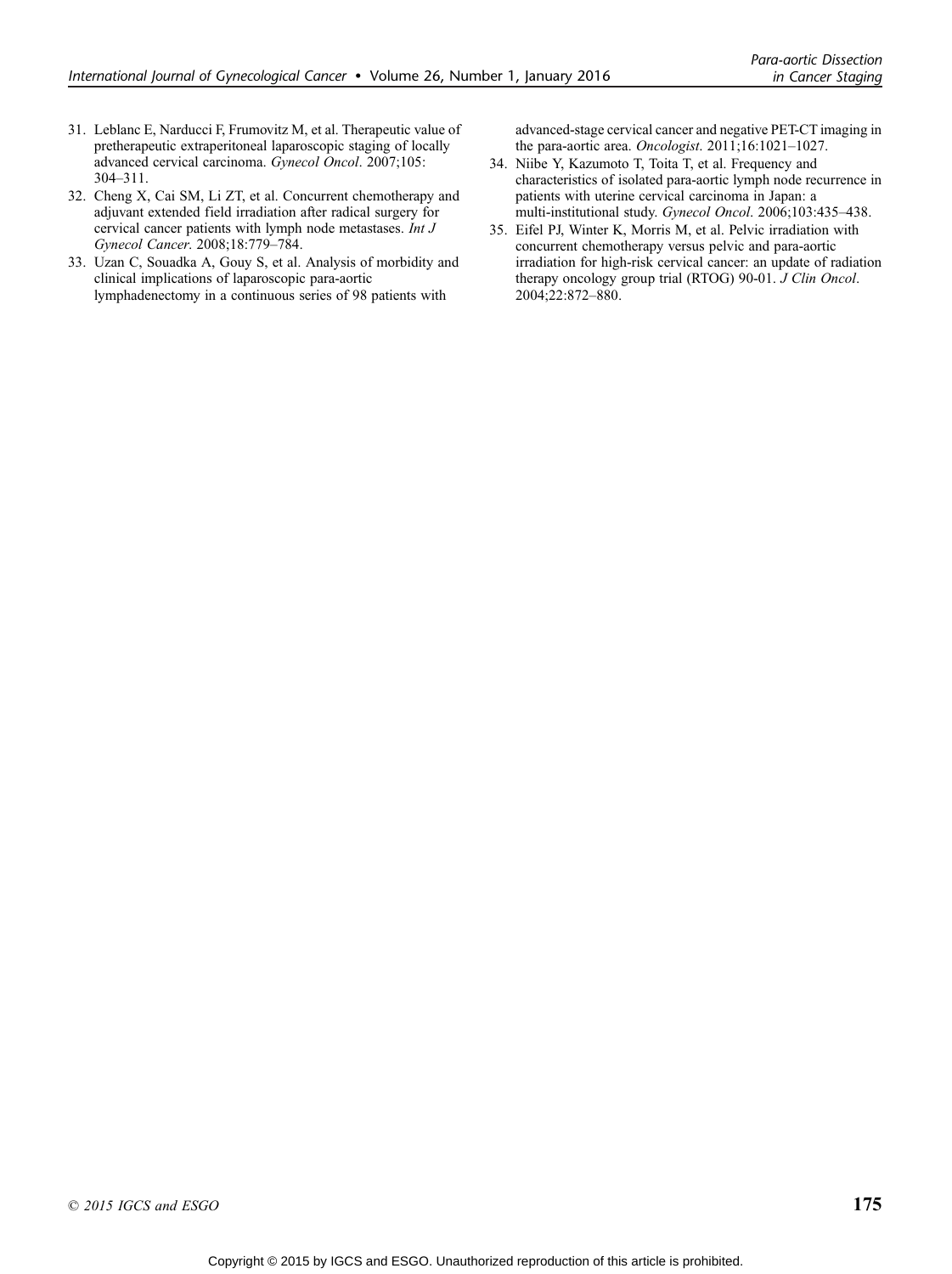31. Leblanc E, Narducci F, Frumovitz M, et al. Therapeutic value of pretherapeutic extraperitoneal laparoscopic staging of locally advanced cervical carcinoma. *Gynecol Oncol*. 2007;105:304–311.
32. Cheng X, Cai SM, Li ZT, et al. Concurrent chemotherapy and adjuvant extended field irradiation after radical surgery for cervical cancer patients with lymph node metastases. *Int J Gynecol Cancer*. 2008;18:779–784.
33. Uzan C, Souadka A, Gouy S, et al. Analysis of morbidity and clinical implications of laparoscopic para-aortic lymphadenectomy in a continuous series of 98 patients with advanced-stage cervical cancer and negative PET-CT imaging in the para-aortic area. *Oncologist*. 2011;16:1021–1027.
34. Niibe Y, Kazumoto T, Toita T, et al. Frequency and characteristics of isolated para-aortic lymph node recurrence in patients with uterine cervical carcinoma in Japan: a multi-institutional study. *Gynecol Oncol*. 2006;103:435–438.
35. Eifel PJ, Winter K, Morris M, et al. Pelvic irradiation with concurrent chemotherapy versus pelvic and para-aortic irradiation for high-risk cervical cancer: an update of radiation therapy oncology group trial (RTOG) 90-01. *J Clin Oncol*. 2004;22:872–880.

© 2015 IGCS and ESGO

Copyright © 2015 by IGCS and ESGO. Unauthorized reproduction of this article is prohibited.